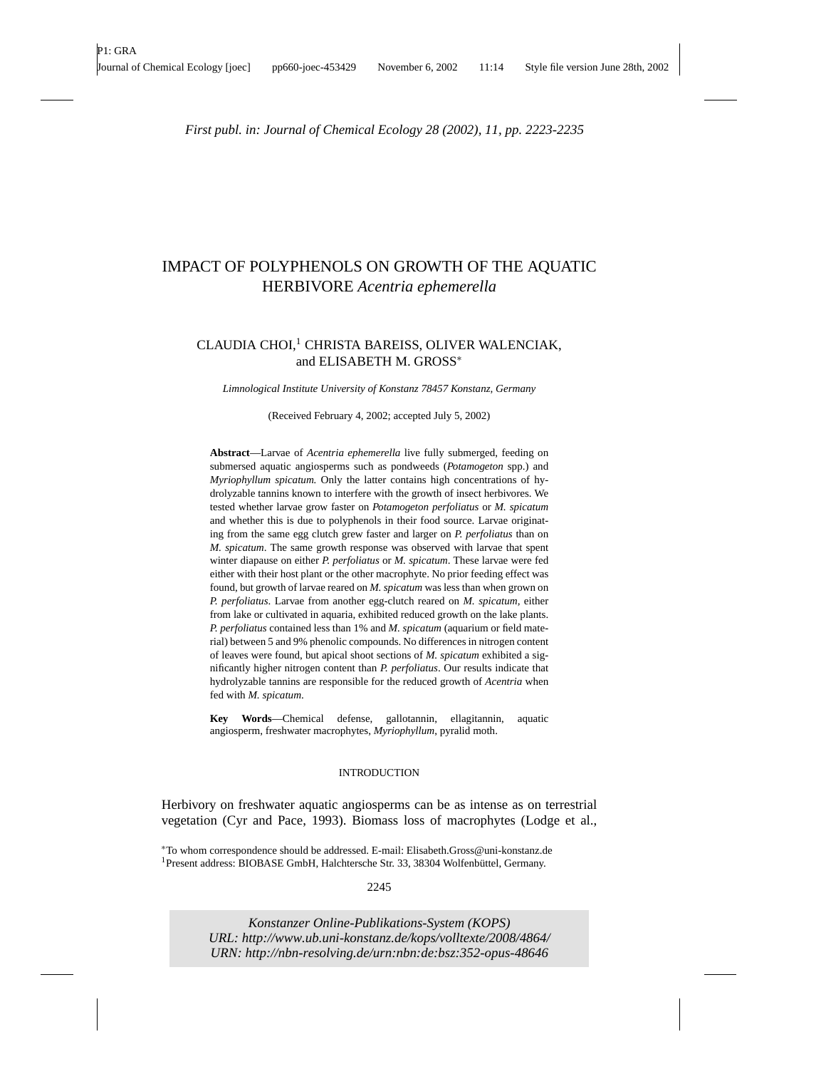*First publ. in: Journal of Chemical Ecology 28 (2002), 11, pp. 2223-2235*

# IMPACT OF POLYPHENOLS ON GROWTH OF THE AQUATIC HERBIVORE *Acentria ephemerella*

CLAUDIA CHOI,[1] CHRISTA BAREISS, OLIVER WALENCIAK, and ELISABETH M. GROSS*

*Limnological Institute University of Konstanz 78457 Konstanz, Germany*

(Received February 4, 2002; accepted July 5, 2002)

**Abstract**—Larvae of *Acentria ephemerella* live fully submerged, feeding on submersed aquatic angiosperms such as pondweeds (*Potamogeton* spp.) and *Myriophyllum spicatum.* Only the latter contains high concentrations of hydrolyzable tannins known to interfere with the growth of insect herbivores. We tested whether larvae grow faster on *Potamogeton perfoliatus* or *M. spicatum* and whether this is due to polyphenols in their food source. Larvae originating from the same egg clutch grew faster and larger on *P. perfoliatus* than on *M. spicatum*. The same growth response was observed with larvae that spent winter diapause on either *P. perfoliatus* or *M. spicatum*. These larvae were fed either with their host plant or the other macrophyte. No prior feeding effect was found, but growth of larvae reared on *M. spicatum* was less than when grown on *P. perfoliatus*. Larvae from another egg-clutch reared on *M. spicatum*, either from lake or cultivated in aquaria, exhibited reduced growth on the lake plants. *P. perfoliatus* contained less than 1% and *M. spicatum* (aquarium or field material) between 5 and 9% phenolic compounds. No differences in nitrogen content of leaves were found, but apical shoot sections of *M. spicatum* exhibited a significantly higher nitrogen content than *P. perfoliatus*. Our results indicate that hydrolyzable tannins are responsible for the reduced growth of *Acentria* when fed with *M. spicatum.*

**Key Words**—Chemical defense, gallotannin, ellagitannin, aquatic angiosperm, freshwater macrophytes, *Myriophyllum*, pyralid moth.

## INTRODUCTION

Herbivory on freshwater aquatic angiosperms can be as intense as on terrestrial vegetation (Cyr and Pace, 1993). Biomass loss of macrophytes (Lodge et al.,

*To whom correspondence should be addressed. E-mail: Elisabeth.Gross@uni-konstanz.de

[1]Present address: BIOBASE GmbH, Halchtersche Str. 33, 38304 Wolfenbüttel, Germany.

*Konstanzer Online-Publikations-System (KOPS)*
*URL: http://www.ub.uni-konstanz.de/kops/volltexte/2008/4864/*
*URN: http://nbn-resolving.de/urn:nbn:de:bsz:352-opus-48646*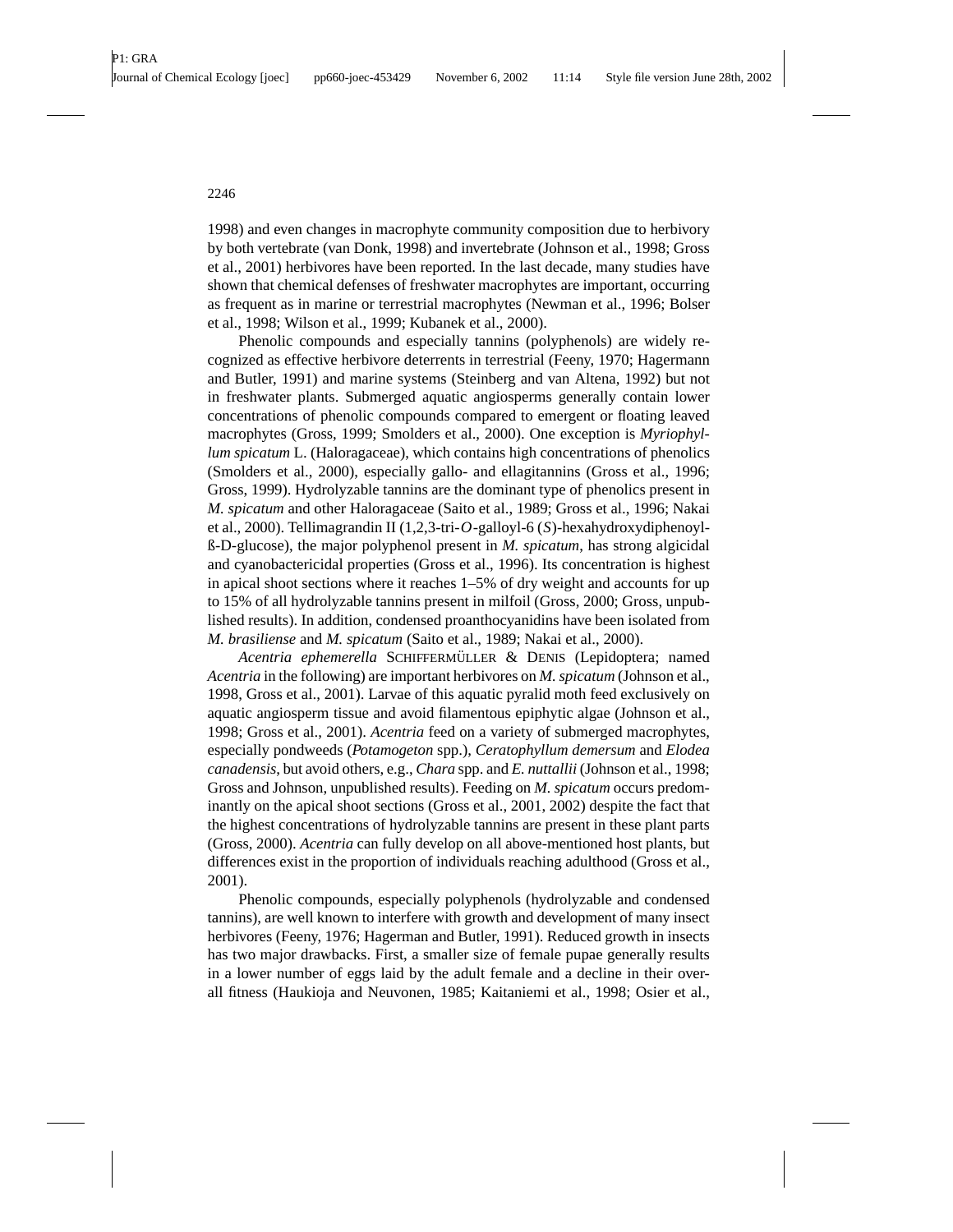1998) and even changes in macrophyte community composition due to herbivory by both vertebrate (van Donk, 1998) and invertebrate (Johnson et al., 1998; Gross et al., 2001) herbivores have been reported. In the last decade, many studies have shown that chemical defenses of freshwater macrophytes are important, occurring as frequent as in marine or terrestrial macrophytes (Newman et al., 1996; Bolser et al., 1998; Wilson et al., 1999; Kubanek et al., 2000).

Phenolic compounds and especially tannins (polyphenols) are widely recognized as effective herbivore deterrents in terrestrial (Feeny, 1970; Hagermann and Butler, 1991) and marine systems (Steinberg and van Altena, 1992) but not in freshwater plants. Submerged aquatic angiosperms generally contain lower concentrations of phenolic compounds compared to emergent or floating leaved macrophytes (Gross, 1999; Smolders et al., 2000). One exception is *Myriophyllum spicatum* L. (Haloragaceae), which contains high concentrations of phenolics (Smolders et al., 2000), especially gallo- and ellagitannins (Gross et al., 1996; Gross, 1999). Hydrolyzable tannins are the dominant type of phenolics present in *M. spicatum* and other Haloragaceae (Saito et al., 1989; Gross et al., 1996; Nakai et al., 2000). Tellimagrandin II (1,2,3-tri-*O*-galloyl-6 (*S*)-hexahydroxydiphenoyl-ß-D-glucose), the major polyphenol present in *M. spicatum*, has strong algicidal and cyanobactericidal properties (Gross et al., 1996). Its concentration is highest in apical shoot sections where it reaches 1–5% of dry weight and accounts for up to 15% of all hydrolyzable tannins present in milfoil (Gross, 2000; Gross, unpublished results). In addition, condensed proanthocyanidins have been isolated from *M. brasiliense* and *M. spicatum* (Saito et al., 1989; Nakai et al., 2000).

*Acentria ephemerella* SCHIFFERMÜLLER & DENIS (Lepidoptera; named *Acentria* in the following) are important herbivores on *M. spicatum* (Johnson et al., 1998, Gross et al., 2001). Larvae of this aquatic pyralid moth feed exclusively on aquatic angiosperm tissue and avoid filamentous epiphytic algae (Johnson et al., 1998; Gross et al., 2001). *Acentria* feed on a variety of submerged macrophytes, especially pondweeds (*Potamogeton* spp.), *Ceratophyllum demersum* and *Elodea canadensis*, but avoid others, e.g., *Chara* spp. and *E. nuttallii* (Johnson et al., 1998; Gross and Johnson, unpublished results). Feeding on *M. spicatum* occurs predominantly on the apical shoot sections (Gross et al., 2001, 2002) despite the fact that the highest concentrations of hydrolyzable tannins are present in these plant parts (Gross, 2000). *Acentria* can fully develop on all above-mentioned host plants, but differences exist in the proportion of individuals reaching adulthood (Gross et al., 2001).

Phenolic compounds, especially polyphenols (hydrolyzable and condensed tannins), are well known to interfere with growth and development of many insect herbivores (Feeny, 1976; Hagerman and Butler, 1991). Reduced growth in insects has two major drawbacks. First, a smaller size of female pupae generally results in a lower number of eggs laid by the adult female and a decline in their overall fitness (Haukioja and Neuvonen, 1985; Kaitaniemi et al., 1998; Osier et al.,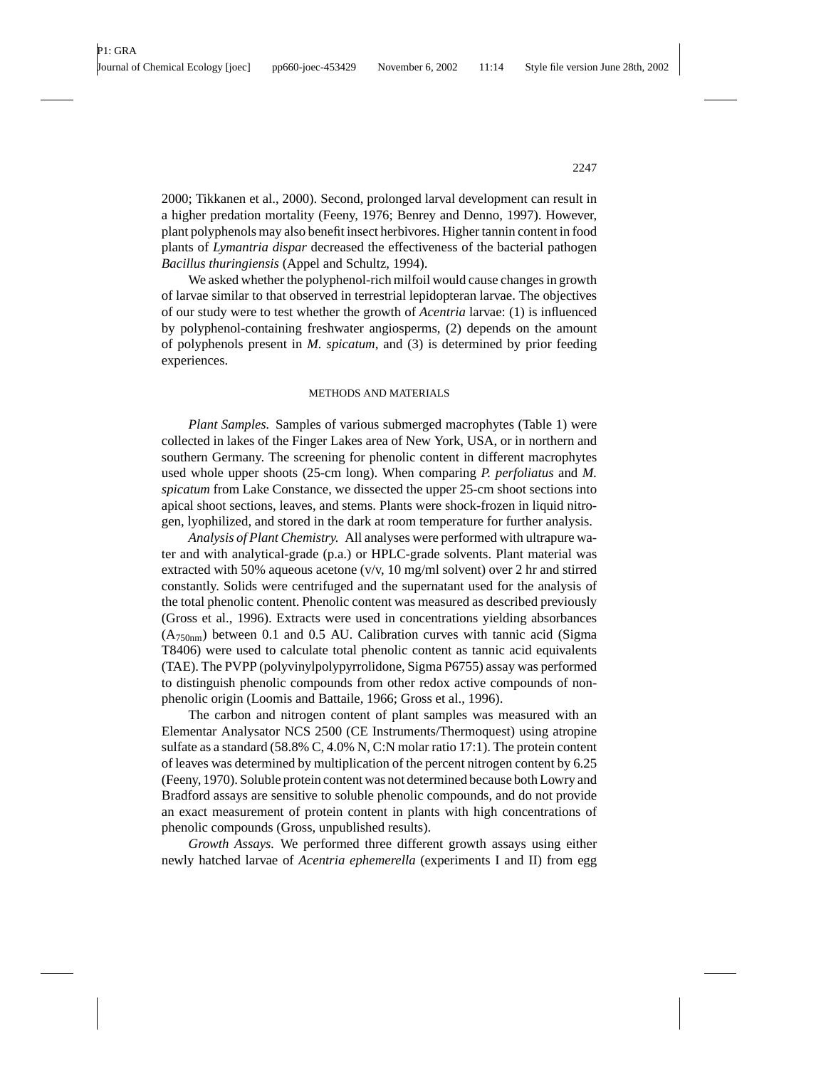2000; Tikkanen et al., 2000). Second, prolonged larval development can result in a higher predation mortality (Feeny, 1976; Benrey and Denno, 1997). However, plant polyphenols may also benefit insect herbivores. Higher tannin content in food plants of *Lymantria dispar* decreased the effectiveness of the bacterial pathogen *Bacillus thuringiensis* (Appel and Schultz, 1994).

We asked whether the polyphenol-rich milfoil would cause changes in growth of larvae similar to that observed in terrestrial lepidopteran larvae. The objectives of our study were to test whether the growth of *Acentria* larvae: (1) is influenced by polyphenol-containing freshwater angiosperms, (2) depends on the amount of polyphenols present in *M. spicatum*, and (3) is determined by prior feeding experiences.

## METHODS AND MATERIALS

*Plant Samples.* Samples of various submerged macrophytes (Table 1) were collected in lakes of the Finger Lakes area of New York, USA, or in northern and southern Germany. The screening for phenolic content in different macrophytes used whole upper shoots (25-cm long). When comparing *P. perfoliatus* and *M. spicatum* from Lake Constance, we dissected the upper 25-cm shoot sections into apical shoot sections, leaves, and stems. Plants were shock-frozen in liquid nitrogen, lyophilized, and stored in the dark at room temperature for further analysis.

*Analysis of Plant Chemistry.* All analyses were performed with ultrapure water and with analytical-grade (p.a.) or HPLC-grade solvents. Plant material was extracted with 50% aqueous acetone (v/v, 10 mg/ml solvent) over 2 hr and stirred constantly. Solids were centrifuged and the supernatant used for the analysis of the total phenolic content. Phenolic content was measured as described previously (Gross et al., 1996). Extracts were used in concentrations yielding absorbances ($A_{750nm}$) between 0.1 and 0.5 AU. Calibration curves with tannic acid (Sigma T8406) were used to calculate total phenolic content as tannic acid equivalents (TAE). The PVPP (polyvinylpolypyrrolidone, Sigma P6755) assay was performed to distinguish phenolic compounds from other redox active compounds of nonphenolic origin (Loomis and Battaile, 1966; Gross et al., 1996).

The carbon and nitrogen content of plant samples was measured with an Elementar Analysator NCS 2500 (CE Instruments/Thermoquest) using atropine sulfate as a standard (58.8% C, 4.0% N, C:N molar ratio 17:1). The protein content of leaves was determined by multiplication of the percent nitrogen content by 6.25 (Feeny, 1970). Soluble protein content was not determined because both Lowry and Bradford assays are sensitive to soluble phenolic compounds, and do not provide an exact measurement of protein content in plants with high concentrations of phenolic compounds (Gross, unpublished results).

*Growth Assays.* We performed three different growth assays using either newly hatched larvae of *Acentria ephemerella* (experiments I and II) from egg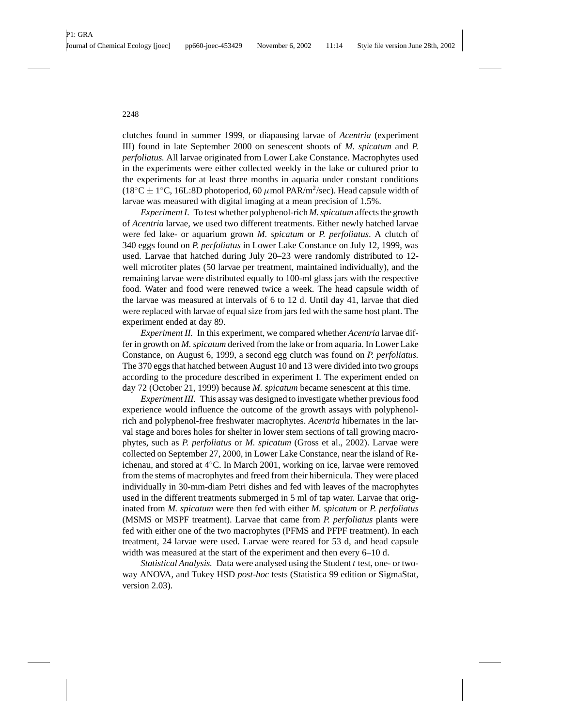clutches found in summer 1999, or diapausing larvae of *Acentria* (experiment III) found in late September 2000 on senescent shoots of *M. spicatum* and *P. perfoliatus.* All larvae originated from Lower Lake Constance. Macrophytes used in the experiments were either collected weekly in the lake or cultured prior to the experiments for at least three months in aquaria under constant conditions ($18^{\circ}C \pm 1^{\circ}C$, 16L:8D photoperiod, 60 $\mu$mol PAR/m$^2$/sec). Head capsule width of larvae was measured with digital imaging at a mean precision of 1.5%.

*Experiment I.* To test whether polyphenol-rich *M. spicatum* affects the growth of *Acentria* larvae, we used two different treatments. Either newly hatched larvae were fed lake- or aquarium grown *M. spicatum* or *P. perfoliatus*. A clutch of 340 eggs found on *P. perfoliatus* in Lower Lake Constance on July 12, 1999, was used. Larvae that hatched during July 20–23 were randomly distributed to 12-well microtiter plates (50 larvae per treatment, maintained individually), and the remaining larvae were distributed equally to 100-ml glass jars with the respective food. Water and food were renewed twice a week. The head capsule width of the larvae was measured at intervals of 6 to 12 d. Until day 41, larvae that died were replaced with larvae of equal size from jars fed with the same host plant. The experiment ended at day 89.

*Experiment II.* In this experiment, we compared whether *Acentria* larvae differ in growth on *M. spicatum* derived from the lake or from aquaria. In Lower Lake Constance, on August 6, 1999, a second egg clutch was found on *P. perfoliatus.* The 370 eggs that hatched between August 10 and 13 were divided into two groups according to the procedure described in experiment I. The experiment ended on day 72 (October 21, 1999) because *M. spicatum* became senescent at this time.

*Experiment III.* This assay was designed to investigate whether previous food experience would influence the outcome of the growth assays with polyphenol-rich and polyphenol-free freshwater macrophytes. *Acentria* hibernates in the larval stage and bores holes for shelter in lower stem sections of tall growing macrophytes, such as *P. perfoliatus* or *M. spicatum* (Gross et al., 2002). Larvae were collected on September 27, 2000, in Lower Lake Constance, near the island of Reichenau, and stored at $4^{\circ}C$. In March 2001, working on ice, larvae were removed from the stems of macrophytes and freed from their hibernicula. They were placed individually in 30-mm-diam Petri dishes and fed with leaves of the macrophytes used in the different treatments submerged in 5 ml of tap water. Larvae that originated from *M. spicatum* were then fed with either *M. spicatum* or *P. perfoliatus* (MSMS or MSPF treatment). Larvae that came from *P. perfoliatus* plants were fed with either one of the two macrophytes (PFMS and PFPF treatment). In each treatment, 24 larvae were used. Larvae were reared for 53 d, and head capsule width was measured at the start of the experiment and then every 6–10 d.

*Statistical Analysis.* Data were analysed using the Student *t* test, one- or two-way ANOVA, and Tukey HSD *post-hoc* tests (Statistica 99 edition or SigmaStat, version 2.03).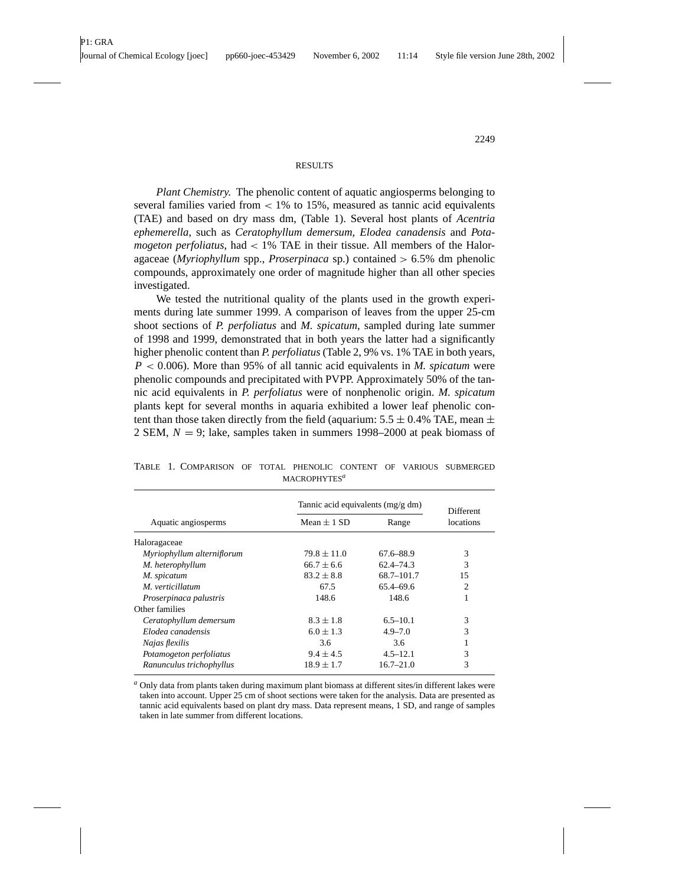## RESULTS

*Plant Chemistry.* The phenolic content of aquatic angiosperms belonging to several families varied from < 1% to 15%, measured as tannic acid equivalents (TAE) and based on dry mass dm, (Table 1). Several host plants of *Acentria ephemerella*, such as *Ceratophyllum demersum, Elodea canadensis* and *Potamogeton perfoliatus*, had < 1% TAE in their tissue. All members of the Haloragaceae (*Myriophyllum* spp., *Proserpinaca* sp.) contained > 6.5% dm phenolic compounds, approximately one order of magnitude higher than all other species investigated.

We tested the nutritional quality of the plants used in the growth experiments during late summer 1999. A comparison of leaves from the upper 25-cm shoot sections of *P. perfoliatus* and *M. spicatum*, sampled during late summer of 1998 and 1999, demonstrated that in both years the latter had a significantly higher phenolic content than *P. perfoliatus* (Table 2, 9% vs. 1% TAE in both years, $P < 0.006$). More than 95% of all tannic acid equivalents in *M. spicatum* were phenolic compounds and precipitated with PVPP. Approximately 50% of the tannic acid equivalents in *P. perfoliatus* were of nonphenolic origin. *M. spicatum* plants kept for several months in aquaria exhibited a lower leaf phenolic content than those taken directly from the field (aquarium: $5.5 \pm 0.4\%$ TAE, mean $\pm$ 2 SEM, $N = 9$; lake, samples taken in summers 1998–2000 at peak biomass of

TABLE 1. COMPARISON OF TOTAL PHENOLIC CONTENT OF VARIOUS SUBMERGED MACROPHYTES[a]

| Aquatic angiosperms | Tannic acid equivalents (mg/g dm) Mean ± 1 SD | Range | Different locations |
|---|---|---|---|
| Haloragaceae | | | |
| *Myriophyllum alterniflorum* | 79.8 ± 11.0 | 67.6–88.9 | 3 |
| *M. heterophyllum* | 66.7 ± 6.6 | 62.4–74.3 | 3 |
| *M. spicatum* | 83.2 ± 8.8 | 68.7–101.7 | 15 |
| *M. verticillatum* | 67.5 | 65.4–69.6 | 2 |
| *Proserpinaca palustris* | 148.6 | 148.6 | 1 |
| Other families | | | |
| *Ceratophyllum demersum* | 8.3 ± 1.8 | 6.5–10.1 | 3 |
| *Elodea canadensis* | 6.0 ± 1.3 | 4.9–7.0 | 3 |
| *Najas flexilis* | 3.6 | 3.6 | 1 |
| *Potamogeton perfoliatus* | 9.4 ± 4.5 | 4.5–12.1 | 3 |
| *Ranunculus trichophyllus* | 18.9 ± 1.7 | 16.7–21.0 | 3 |

[a] Only data from plants taken during maximum plant biomass at different sites/in different lakes were taken into account. Upper 25 cm of shoot sections were taken for the analysis. Data are presented as tannic acid equivalents based on plant dry mass. Data represent means, 1 SD, and range of samples taken in late summer from different locations.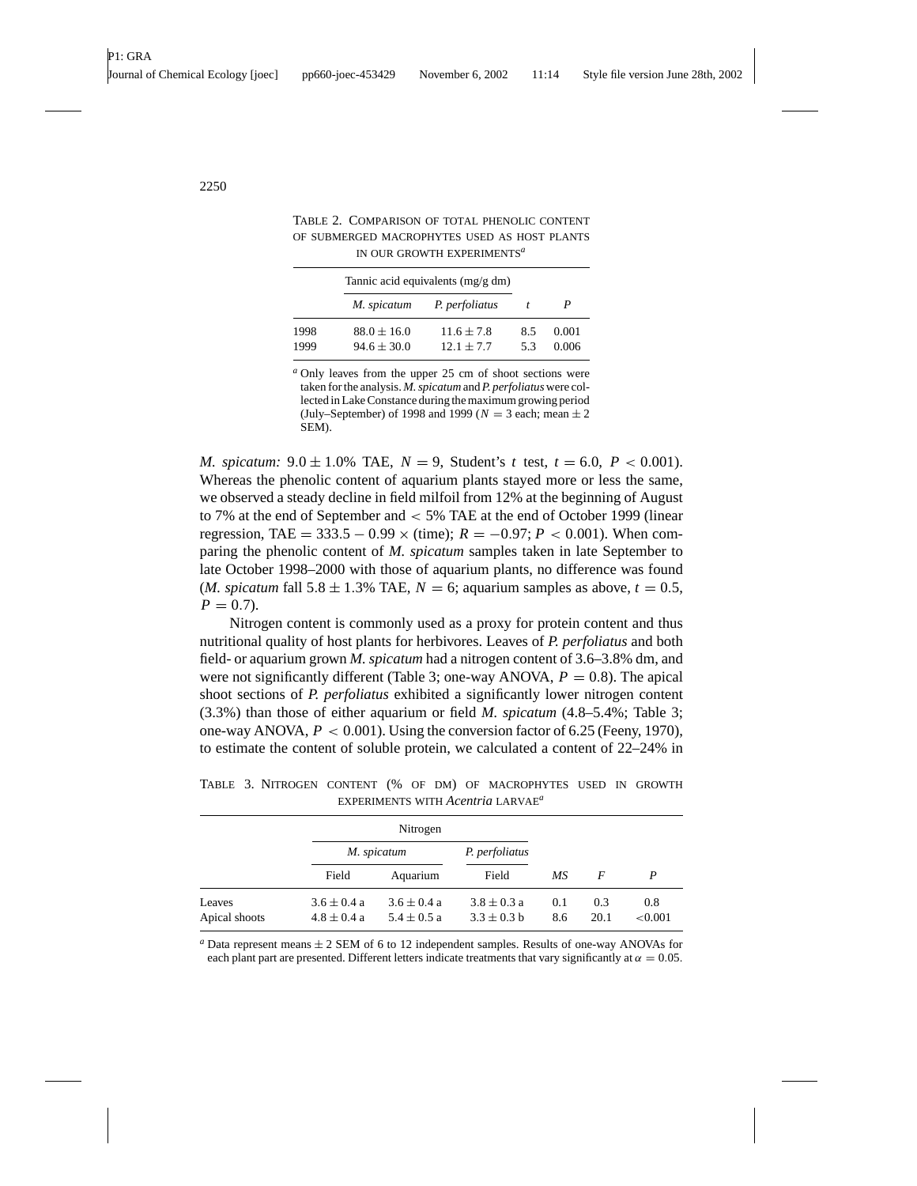TABLE 2. COMPARISON OF TOTAL PHENOLIC CONTENT OF SUBMERGED MACROPHYTES USED AS HOST PLANTS IN OUR GROWTH EXPERIMENTS[a]

| | Tannic acid equivalents (mg/g dm) | | | |
|---|---|---|---|---|
| | *M. spicatum* | *P. perfoliatus* | *t* | *P* |
| 1998 | $88.0 \pm 16.0$ | $11.6 \pm 7.8$ | 8.5 | 0.001 |
| 1999 | $94.6 \pm 30.0$ | $12.1 \pm 7.7$ | 5.3 | 0.006 |

[a] Only leaves from the upper 25 cm of shoot sections were taken for the analysis. *M. spicatum* and *P. perfoliatus* were collected in Lake Constance during the maximum growing period (July–September) of 1998 and 1999 ($N = 3$ each; mean $\pm$ 2 SEM).

*M. spicatum:* $9.0 \pm 1.0\%$ TAE, $N = 9$, Student's $t$ test, $t = 6.0$, $P < 0.001$). Whereas the phenolic content of aquarium plants stayed more or less the same, we observed a steady decline in field milfoil from 12% at the beginning of August to 7% at the end of September and $< 5\%$ TAE at the end of October 1999 (linear regression, $\text{TAE} = 333.5 - 0.99 \times (\text{time})$; $R = -0.97$; $P < 0.001$). When comparing the phenolic content of *M. spicatum* samples taken in late September to late October 1998–2000 with those of aquarium plants, no difference was found (*M. spicatum* fall $5.8 \pm 1.3\%$ TAE, $N = 6$; aquarium samples as above, $t = 0.5$, $P = 0.7$).

Nitrogen content is commonly used as a proxy for protein content and thus nutritional quality of host plants for herbivores. Leaves of *P. perfoliatus* and both field- or aquarium grown *M. spicatum* had a nitrogen content of 3.6–3.8% dm, and were not significantly different (Table 3; one-way ANOVA, $P = 0.8$). The apical shoot sections of *P. perfoliatus* exhibited a significantly lower nitrogen content (3.3%) than those of either aquarium or field *M. spicatum* (4.8–5.4%; Table 3; one-way ANOVA, $P < 0.001$). Using the conversion factor of 6.25 (Feeny, 1970), to estimate the content of soluble protein, we calculated a content of 22–24% in

TABLE 3. NITROGEN CONTENT (% OF DM) OF MACROPHYTES USED IN GROWTH EXPERIMENTS WITH *Acentria* LARVAE[a]

| | Nitrogen | | | | | |
|---|---|---|---|---|---|---|
| | *M. spicatum* | | *P. perfoliatus* | | | |
| | Field | Aquarium | Field | *MS* | *F* | *P* |
| Leaves | $3.6 \pm 0.4$ a | $3.6 \pm 0.4$ a | $3.8 \pm 0.3$ a | 0.1 | 0.3 | 0.8 |
| Apical shoots | $4.8 \pm 0.4$ a | $5.4 \pm 0.5$ a | $3.3 \pm 0.3$ b | 8.6 | 20.1 | $<0.001$ |

[a] Data represent means $\pm$ 2 SEM of 6 to 12 independent samples. Results of one-way ANOVAs for each plant part are presented. Different letters indicate treatments that vary significantly at $\alpha = 0.05$.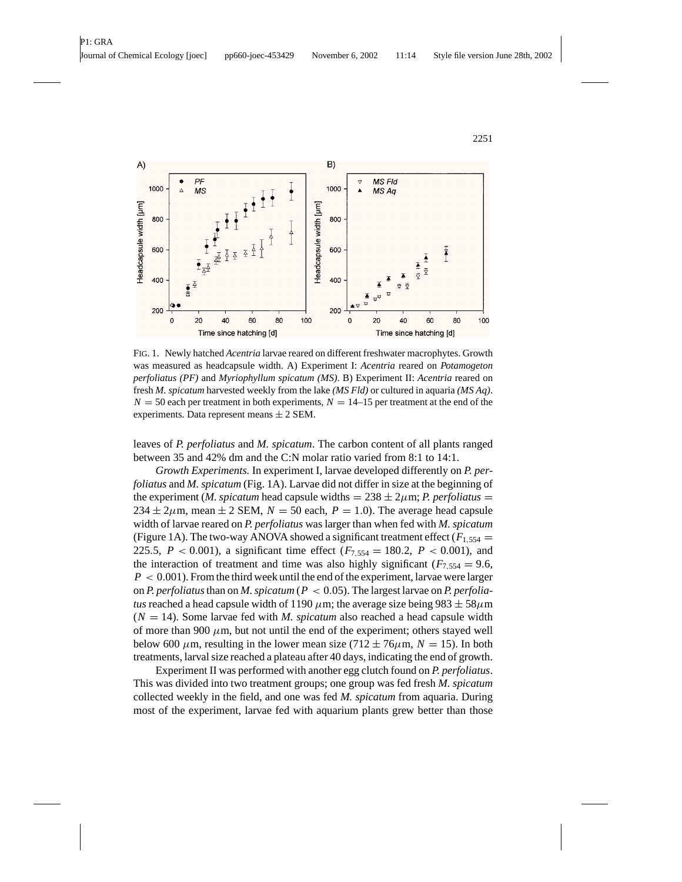FIG. 1. Newly hatched *Acentria* larvae reared on different freshwater macrophytes. Growth was measured as headcapsule width. A) Experiment I: *Acentria* reared on *Potamogeton perfoliatus (PF)* and *Myriophyllum spicatum (MS)*. B) Experiment II: *Acentria* reared on fresh *M. spicatum* harvested weekly from the lake *(MS Fld)* or cultured in aquaria *(MS Aq)*. $N = 50$ each per treatment in both experiments, $N = 14$–15 per treatment at the end of the experiments. Data represent means $\pm$ 2 SEM.

leaves of *P. perfoliatus* and *M. spicatum*. The carbon content of all plants ranged between 35 and 42% dm and the C:N molar ratio varied from 8:1 to 14:1.

*Growth Experiments.* In experiment I, larvae developed differently on *P. perfoliatus* and *M. spicatum* (Fig. 1A). Larvae did not differ in size at the beginning of the experiment (*M. spicatum* head capsule widths $= 238 \pm 2\mu$m; *P. perfoliatus* $= 234 \pm 2\mu$m, mean $\pm$ 2 SEM, $N = 50$ each, $P = 1.0$). The average head capsule width of larvae reared on *P. perfoliatus* was larger than when fed with *M. spicatum* (Figure 1A). The two-way ANOVA showed a significant treatment effect ($F_{1,554} = 225.5$, $P < 0.001$), a significant time effect ($F_{7,554} = 180.2$, $P < 0.001$), and the interaction of treatment and time was also highly significant ($F_{7,554} = 9.6$, $P < 0.001$). From the third week until the end of the experiment, larvae were larger on *P. perfoliatus* than on *M. spicatum* ($P < 0.05$). The largest larvae on *P. perfoliatus* reached a head capsule width of 1190 $\mu$m; the average size being $983 \pm 58\mu$m ($N = 14$). Some larvae fed with *M. spicatum* also reached a head capsule width of more than 900 $\mu$m, but not until the end of the experiment; others stayed well below 600 $\mu$m, resulting in the lower mean size ($712 \pm 76\mu$m, $N = 15$). In both treatments, larval size reached a plateau after 40 days, indicating the end of growth.

Experiment II was performed with another egg clutch found on *P. perfoliatus*. This was divided into two treatment groups; one group was fed fresh *M. spicatum* collected weekly in the field, and one was fed *M. spicatum* from aquaria. During most of the experiment, larvae fed with aquarium plants grew better than those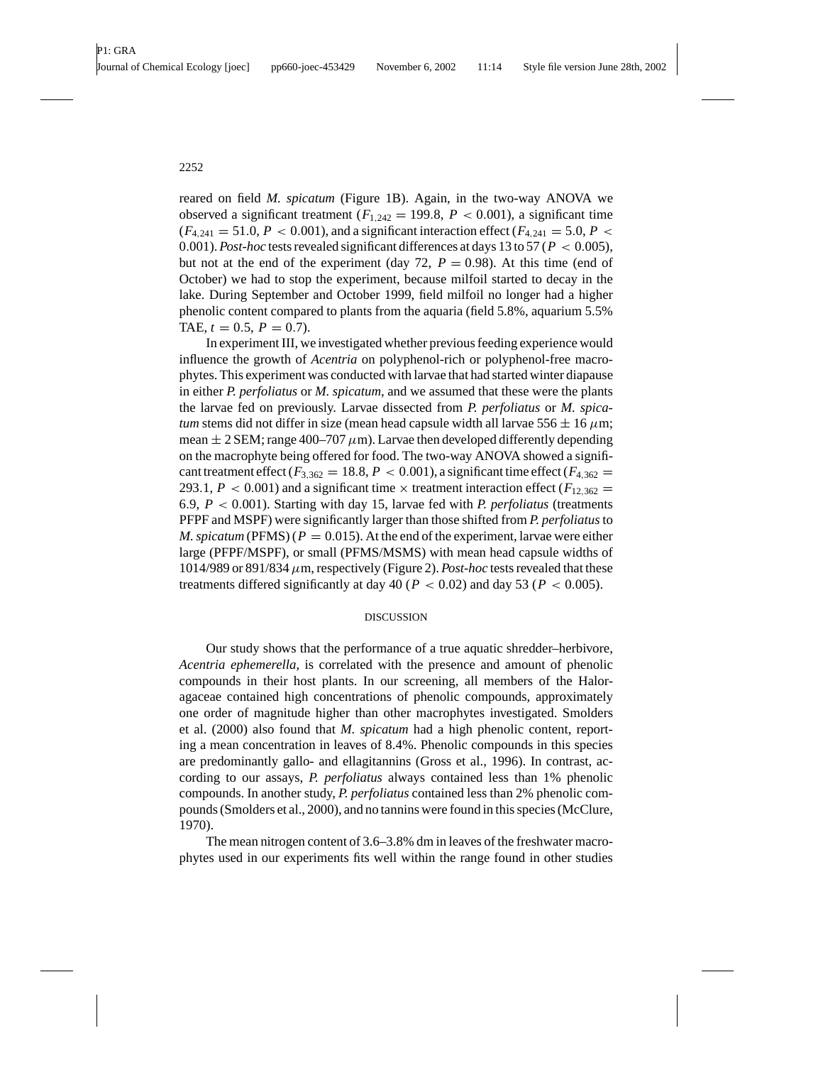reared on field *M. spicatum* (Figure 1B). Again, in the two-way ANOVA we observed a significant treatment ($F_{1,242} = 199.8$, $P < 0.001$), a significant time ($F_{4,241} = 51.0$, $P < 0.001$), and a significant interaction effect ($F_{4,241} = 5.0$, $P < 0.001$). *Post-hoc* tests revealed significant differences at days 13 to 57 ($P < 0.005$), but not at the end of the experiment (day 72, $P = 0.98$). At this time (end of October) we had to stop the experiment, because milfoil started to decay in the lake. During September and October 1999, field milfoil no longer had a higher phenolic content compared to plants from the aquaria (field 5.8%, aquarium 5.5% TAE, $t = 0.5$, $P = 0.7$).

In experiment III, we investigated whether previous feeding experience would influence the growth of *Acentria* on polyphenol-rich or polyphenol-free macrophytes. This experiment was conducted with larvae that had started winter diapause in either *P. perfoliatus* or *M. spicatum*, and we assumed that these were the plants the larvae fed on previously. Larvae dissected from *P. perfoliatus* or *M. spicatum* stems did not differ in size (mean head capsule width all larvae $556 \pm 16$ $\mu$m; mean $\pm$ 2 SEM; range 400–707 $\mu$m). Larvae then developed differently depending on the macrophyte being offered for food. The two-way ANOVA showed a significant treatment effect ($F_{3,362} = 18.8$, $P < 0.001$), a significant time effect ($F_{4,362} = 293.1$, $P < 0.001$) and a significant time $\times$ treatment interaction effect ($F_{12,362} = 6.9$, $P < 0.001$). Starting with day 15, larvae fed with *P. perfoliatus* (treatments PFPF and MSPF) were significantly larger than those shifted from *P. perfoliatus* to *M. spicatum* (PFMS) ($P = 0.015$). At the end of the experiment, larvae were either large (PFPF/MSPF), or small (PFMS/MSMS) with mean head capsule widths of 1014/989 or 891/834 $\mu$m, respectively (Figure 2). *Post-hoc* tests revealed that these treatments differed significantly at day 40 ($P < 0.02$) and day 53 ($P < 0.005$).

## DISCUSSION

Our study shows that the performance of a true aquatic shredder–herbivore, *Acentria ephemerella*, is correlated with the presence and amount of phenolic compounds in their host plants. In our screening, all members of the Haloragaceae contained high concentrations of phenolic compounds, approximately one order of magnitude higher than other macrophytes investigated. Smolders et al. (2000) also found that *M. spicatum* had a high phenolic content, reporting a mean concentration in leaves of 8.4%. Phenolic compounds in this species are predominantly gallo- and ellagitannins (Gross et al., 1996). In contrast, according to our assays, *P. perfoliatus* always contained less than 1% phenolic compounds. In another study, *P. perfoliatus* contained less than 2% phenolic compounds (Smolders et al., 2000), and no tannins were found in this species (McClure, 1970).

The mean nitrogen content of 3.6–3.8% dm in leaves of the freshwater macrophytes used in our experiments fits well within the range found in other studies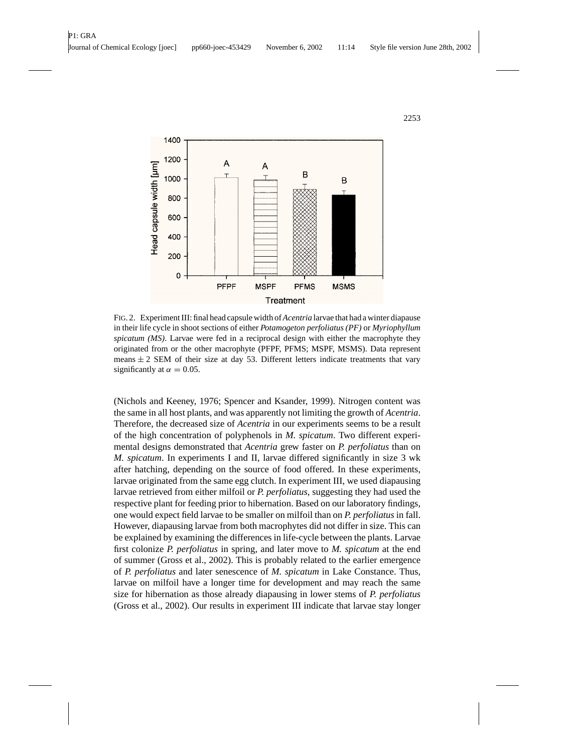FIG. 2. Experiment III: final head capsule width of *Acentria* larvae that had a winter diapause in their life cycle in shoot sections of either *Potamogeton perfoliatus (PF)* or *Myriophyllum spicatum (MS)*. Larvae were fed in a reciprocal design with either the macrophyte they originated from or the other macrophyte (PFPF, PFMS; MSPF, MSMS). Data represent means $\pm$ 2 SEM of their size at day 53. Different letters indicate treatments that vary significantly at $\alpha = 0.05$.

(Nichols and Keeney, 1976; Spencer and Ksander, 1999). Nitrogen content was the same in all host plants, and was apparently not limiting the growth of *Acentria*. Therefore, the decreased size of *Acentria* in our experiments seems to be a result of the high concentration of polyphenols in *M. spicatum*. Two different experimental designs demonstrated that *Acentria* grew faster on *P. perfoliatus* than on *M. spicatum*. In experiments I and II, larvae differed significantly in size 3 wk after hatching, depending on the source of food offered. In these experiments, larvae originated from the same egg clutch. In experiment III, we used diapausing larvae retrieved from either milfoil or *P. perfoliatus*, suggesting they had used the respective plant for feeding prior to hibernation. Based on our laboratory findings, one would expect field larvae to be smaller on milfoil than on *P. perfoliatus* in fall. However, diapausing larvae from both macrophytes did not differ in size. This can be explained by examining the differences in life-cycle between the plants. Larvae first colonize *P. perfoliatus* in spring, and later move to *M. spicatum* at the end of summer (Gross et al., 2002). This is probably related to the earlier emergence of *P. perfoliatus* and later senescence of *M. spicatum* in Lake Constance. Thus, larvae on milfoil have a longer time for development and may reach the same size for hibernation as those already diapausing in lower stems of *P. perfoliatus* (Gross et al., 2002). Our results in experiment III indicate that larvae stay longer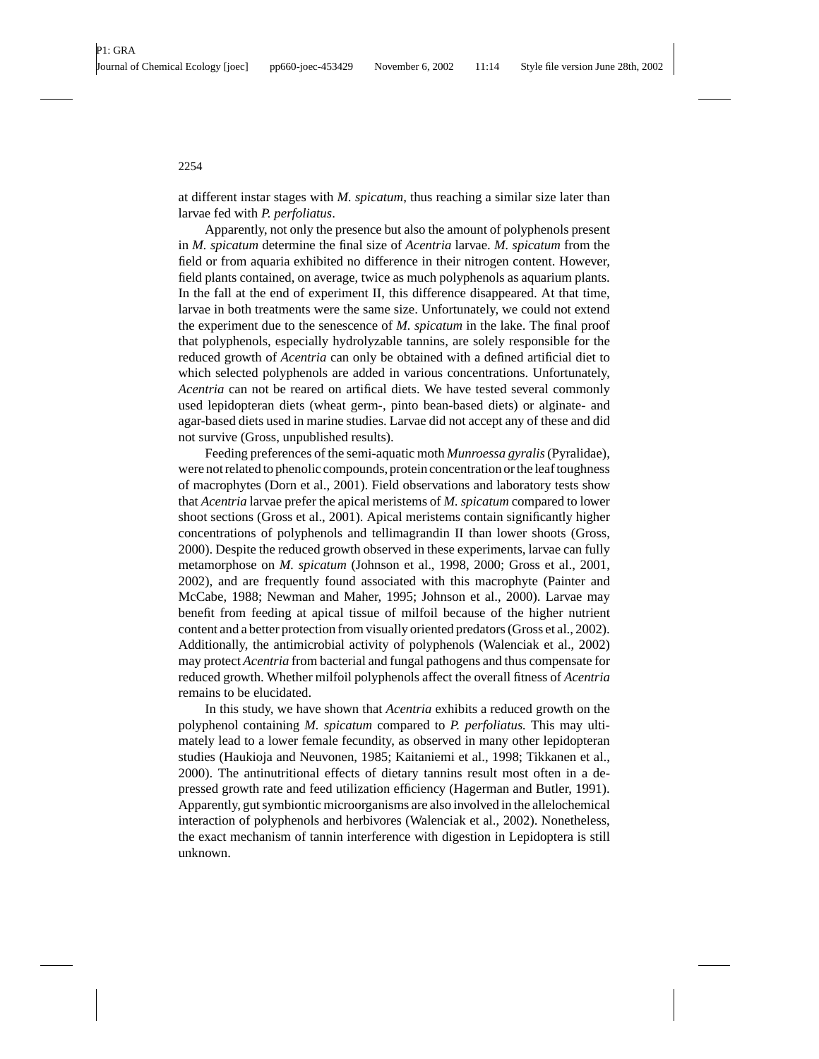at different instar stages with *M. spicatum*, thus reaching a similar size later than larvae fed with *P. perfoliatus*.

Apparently, not only the presence but also the amount of polyphenols present in *M. spicatum* determine the final size of *Acentria* larvae. *M. spicatum* from the field or from aquaria exhibited no difference in their nitrogen content. However, field plants contained, on average, twice as much polyphenols as aquarium plants. In the fall at the end of experiment II, this difference disappeared. At that time, larvae in both treatments were the same size. Unfortunately, we could not extend the experiment due to the senescence of *M. spicatum* in the lake. The final proof that polyphenols, especially hydrolyzable tannins, are solely responsible for the reduced growth of *Acentria* can only be obtained with a defined artificial diet to which selected polyphenols are added in various concentrations. Unfortunately, *Acentria* can not be reared on artifical diets. We have tested several commonly used lepidopteran diets (wheat germ-, pinto bean-based diets) or alginate- and agar-based diets used in marine studies. Larvae did not accept any of these and did not survive (Gross, unpublished results).

Feeding preferences of the semi-aquatic moth *Munroessa gyralis* (Pyralidae), were not related to phenolic compounds, protein concentration or the leaf toughness of macrophytes (Dorn et al., 2001). Field observations and laboratory tests show that *Acentria* larvae prefer the apical meristems of *M. spicatum* compared to lower shoot sections (Gross et al., 2001). Apical meristems contain significantly higher concentrations of polyphenols and tellimagrandin II than lower shoots (Gross, 2000). Despite the reduced growth observed in these experiments, larvae can fully metamorphose on *M. spicatum* (Johnson et al., 1998, 2000; Gross et al., 2001, 2002), and are frequently found associated with this macrophyte (Painter and McCabe, 1988; Newman and Maher, 1995; Johnson et al., 2000). Larvae may benefit from feeding at apical tissue of milfoil because of the higher nutrient content and a better protection from visually oriented predators (Gross et al., 2002). Additionally, the antimicrobial activity of polyphenols (Walenciak et al., 2002) may protect *Acentria* from bacterial and fungal pathogens and thus compensate for reduced growth. Whether milfoil polyphenols affect the overall fitness of *Acentria* remains to be elucidated.

In this study, we have shown that *Acentria* exhibits a reduced growth on the polyphenol containing *M. spicatum* compared to *P. perfoliatus.* This may ultimately lead to a lower female fecundity, as observed in many other lepidopteran studies (Haukioja and Neuvonen, 1985; Kaitaniemi et al., 1998; Tikkanen et al., 2000). The antinutritional effects of dietary tannins result most often in a depressed growth rate and feed utilization efficiency (Hagerman and Butler, 1991). Apparently, gut symbiontic microorganisms are also involved in the allelochemical interaction of polyphenols and herbivores (Walenciak et al., 2002). Nonetheless, the exact mechanism of tannin interference with digestion in Lepidoptera is still unknown.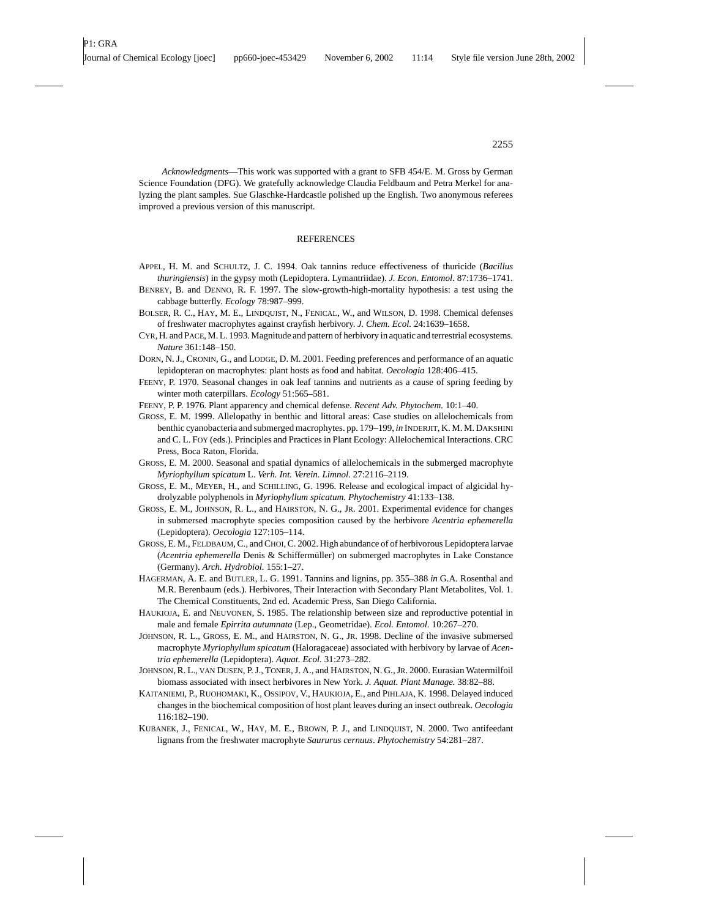*Acknowledgments*—This work was supported with a grant to SFB 454/E. M. Gross by German Science Foundation (DFG). We gratefully acknowledge Claudia Feldbaum and Petra Merkel for analyzing the plant samples. Sue Glaschke-Hardcastle polished up the English. Two anonymous referees improved a previous version of this manuscript.

## REFERENCES

APPEL, H. M. and SCHULTZ, J. C. 1994. Oak tannins reduce effectiveness of thuricide (*Bacillus thuringiensis*) in the gypsy moth (Lepidoptera. Lymantriidae). *J. Econ. Entomol.* 87:1736–1741.

BENREY, B. and DENNO, R. F. 1997. The slow-growth-high-mortality hypothesis: a test using the cabbage butterfly. *Ecology* 78:987–999.

BOLSER, R. C., HAY, M. E., LINDQUIST, N., FENICAL, W., and WILSON, D. 1998. Chemical defenses of freshwater macrophytes against crayfish herbivory. *J. Chem. Ecol.* 24:1639–1658.

CYR, H. and PACE, M. L. 1993. Magnitude and pattern of herbivory in aquatic and terrestrial ecosystems. *Nature* 361:148–150.

DORN, N. J., CRONIN, G., and LODGE, D. M. 2001. Feeding preferences and performance of an aquatic lepidopteran on macrophytes: plant hosts as food and habitat. *Oecologia* 128:406–415.

FEENY, P. 1970. Seasonal changes in oak leaf tannins and nutrients as a cause of spring feeding by winter moth caterpillars. *Ecology* 51:565–581.

FEENY, P. P. 1976. Plant apparency and chemical defense. *Recent Adv. Phytochem.* 10:1–40.

GROSS, E. M. 1999. Allelopathy in benthic and littoral areas: Case studies on allelochemicals from benthic cyanobacteria and submerged macrophytes. pp. 179–199, *in* INDERJIT, K. M. M. DAKSHINI and C. L. FOY (eds.). Principles and Practices in Plant Ecology: Allelochemical Interactions. CRC Press, Boca Raton, Florida.

GROSS, E. M. 2000. Seasonal and spatial dynamics of allelochemicals in the submerged macrophyte *Myriophyllum spicatum* L. *Verh. Int. Verein. Limnol.* 27:2116–2119.

GROSS, E. M., MEYER, H., and SCHILLING, G. 1996. Release and ecological impact of algicidal hydrolyzable polyphenols in *Myriophyllum spicatum*. *Phytochemistry* 41:133–138.

GROSS, E. M., JOHNSON, R. L., and HAIRSTON, N. G., JR. 2001. Experimental evidence for changes in submersed macrophyte species composition caused by the herbivore *Acentria ephemerella* (Lepidoptera). *Oecologia* 127:105–114.

GROSS, E. M., FELDBAUM, C., and CHOI, C. 2002. High abundance of of herbivorous Lepidoptera larvae (*Acentria ephemerella* Denis & Schiffermüller) on submerged macrophytes in Lake Constance (Germany). *Arch. Hydrobiol.* 155:1–27.

HAGERMAN, A. E. and BUTLER, L. G. 1991. Tannins and lignins, pp. 355–388 *in* G.A. Rosenthal and M.R. Berenbaum (eds.). Herbivores, Their Interaction with Secondary Plant Metabolites, Vol. 1. The Chemical Constituents, 2nd ed. Academic Press, San Diego California.

HAUKIOJA, E. and NEUVONEN, S. 1985. The relationship between size and reproductive potential in male and female *Epirrita autumnata* (Lep., Geometridae). *Ecol. Entomol.* 10:267–270.

JOHNSON, R. L., GROSS, E. M., and HAIRSTON, N. G., JR. 1998. Decline of the invasive submersed macrophyte *Myriophyllum spicatum* (Haloragaceae) associated with herbivory by larvae of *Acentria ephemerella* (Lepidoptera). *Aquat. Ecol.* 31:273–282.

JOHNSON, R. L., VAN DUSEN, P. J., TONER, J. A., and HAIRSTON, N. G., JR. 2000. Eurasian Watermilfoil biomass associated with insect herbivores in New York. *J. Aquat. Plant Manage.* 38:82–88.

KAITANIEMI, P., RUOHOMAKI, K., OSSIPOV, V., HAUKIOJA, E., and PIHLAJA, K. 1998. Delayed induced changes in the biochemical composition of host plant leaves during an insect outbreak. *Oecologia* 116:182–190.

KUBANEK, J., FENICAL, W., HAY, M. E., BROWN, P. J., and LINDQUIST, N. 2000. Two antifeedant lignans from the freshwater macrophyte *Saururus cernuus*. *Phytochemistry* 54:281–287.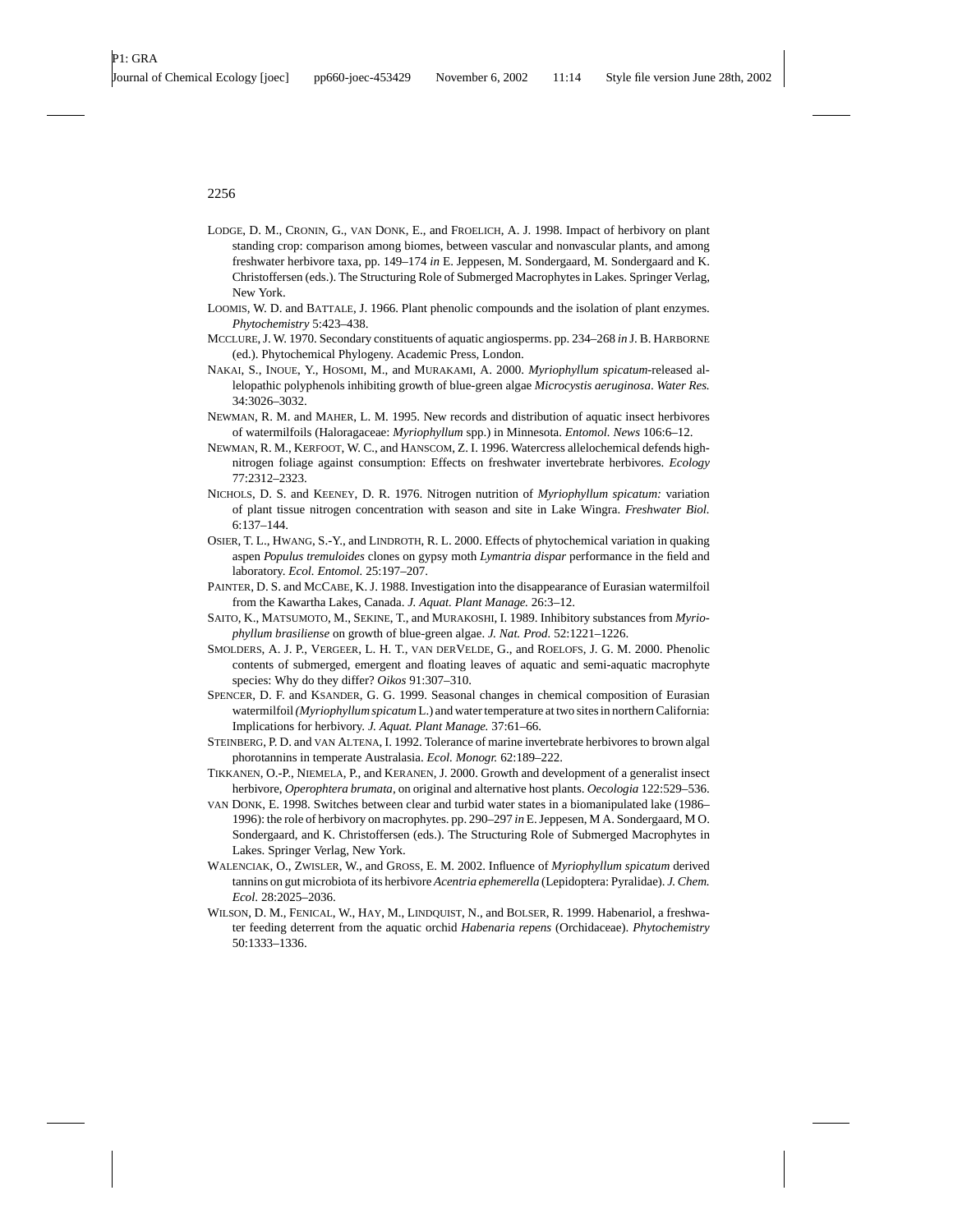LODGE, D. M., CRONIN, G., VAN DONK, E., and FROELICH, A. J. 1998. Impact of herbivory on plant standing crop: comparison among biomes, between vascular and nonvascular plants, and among freshwater herbivore taxa, pp. 149–174 *in* E. Jeppesen, M. Sondergaard, M. Sondergaard and K. Christoffersen (eds.). The Structuring Role of Submerged Macrophytes in Lakes. Springer Verlag, New York.

LOOMIS, W. D. and BATTALE, J. 1966. Plant phenolic compounds and the isolation of plant enzymes. *Phytochemistry* 5:423–438.

MCCLURE, J. W. 1970. Secondary constituents of aquatic angiosperms. pp. 234–268 *in* J. B. HARBORNE (ed.). Phytochemical Phylogeny. Academic Press, London.

NAKAI, S., INOUE, Y., HOSOMI, M., and MURAKAMI, A. 2000. *Myriophyllum spicatum*-released allelopathic polyphenols inhibiting growth of blue-green algae *Microcystis aeruginosa*. *Water Res.* 34:3026–3032.

NEWMAN, R. M. and MAHER, L. M. 1995. New records and distribution of aquatic insect herbivores of watermilfoils (Haloragaceae: *Myriophyllum* spp.) in Minnesota. *Entomol. News* 106:6–12.

NEWMAN, R. M., KERFOOT, W. C., and HANSCOM, Z. I. 1996. Watercress allelochemical defends high-nitrogen foliage against consumption: Effects on freshwater invertebrate herbivores. *Ecology* 77:2312–2323.

NICHOLS, D. S. and KEENEY, D. R. 1976. Nitrogen nutrition of *Myriophyllum spicatum:* variation of plant tissue nitrogen concentration with season and site in Lake Wingra. *Freshwater Biol.* 6:137–144.

OSIER, T. L., HWANG, S.-Y., and LINDROTH, R. L. 2000. Effects of phytochemical variation in quaking aspen *Populus tremuloides* clones on gypsy moth *Lymantria dispar* performance in the field and laboratory. *Ecol. Entomol.* 25:197–207.

PAINTER, D. S. and MCCABE, K. J. 1988. Investigation into the disappearance of Eurasian watermilfoil from the Kawartha Lakes, Canada. *J. Aquat. Plant Manage.* 26:3–12.

SAITO, K., MATSUMOTO, M., SEKINE, T., and MURAKOSHI, I. 1989. Inhibitory substances from *Myriophyllum brasiliense* on growth of blue-green algae. *J. Nat. Prod.* 52:1221–1226.

SMOLDERS, A. J. P., VERGEER, L. H. T., VAN DERVELDE, G., and ROELOFS, J. G. M. 2000. Phenolic contents of submerged, emergent and floating leaves of aquatic and semi-aquatic macrophyte species: Why do they differ? *Oikos* 91:307–310.

SPENCER, D. F. and KSANDER, G. G. 1999. Seasonal changes in chemical composition of Eurasian watermilfoil *(Myriophyllum spicatum* L.) and water temperature at two sites in northern California: Implications for herbivory. *J. Aquat. Plant Manage.* 37:61–66.

STEINBERG, P. D. and VAN ALTENA, I. 1992. Tolerance of marine invertebrate herbivores to brown algal phorotannins in temperate Australasia. *Ecol. Monogr.* 62:189–222.

TIKKANEN, O.-P., NIEMELA, P., and KERANEN, J. 2000. Growth and development of a generalist insect herbivore, *Operophtera brumata*, on original and alternative host plants. *Oecologia* 122:529–536.

VAN DONK, E. 1998. Switches between clear and turbid water states in a biomanipulated lake (1986–1996): the role of herbivory on macrophytes. pp. 290–297 *in* E. Jeppesen, M A. Sondergaard, M O. Sondergaard, and K. Christoffersen (eds.). The Structuring Role of Submerged Macrophytes in Lakes. Springer Verlag, New York.

WALENCIAK, O., ZWISLER, W., and GROSS, E. M. 2002. Influence of *Myriophyllum spicatum* derived tannins on gut microbiota of its herbivore *Acentria ephemerella* (Lepidoptera: Pyralidae). *J. Chem. Ecol.* 28:2025–2036.

WILSON, D. M., FENICAL, W., HAY, M., LINDQUIST, N., and BOLSER, R. 1999. Habenariol, a freshwater feeding deterrent from the aquatic orchid *Habenaria repens* (Orchidaceae). *Phytochemistry* 50:1333–1336.